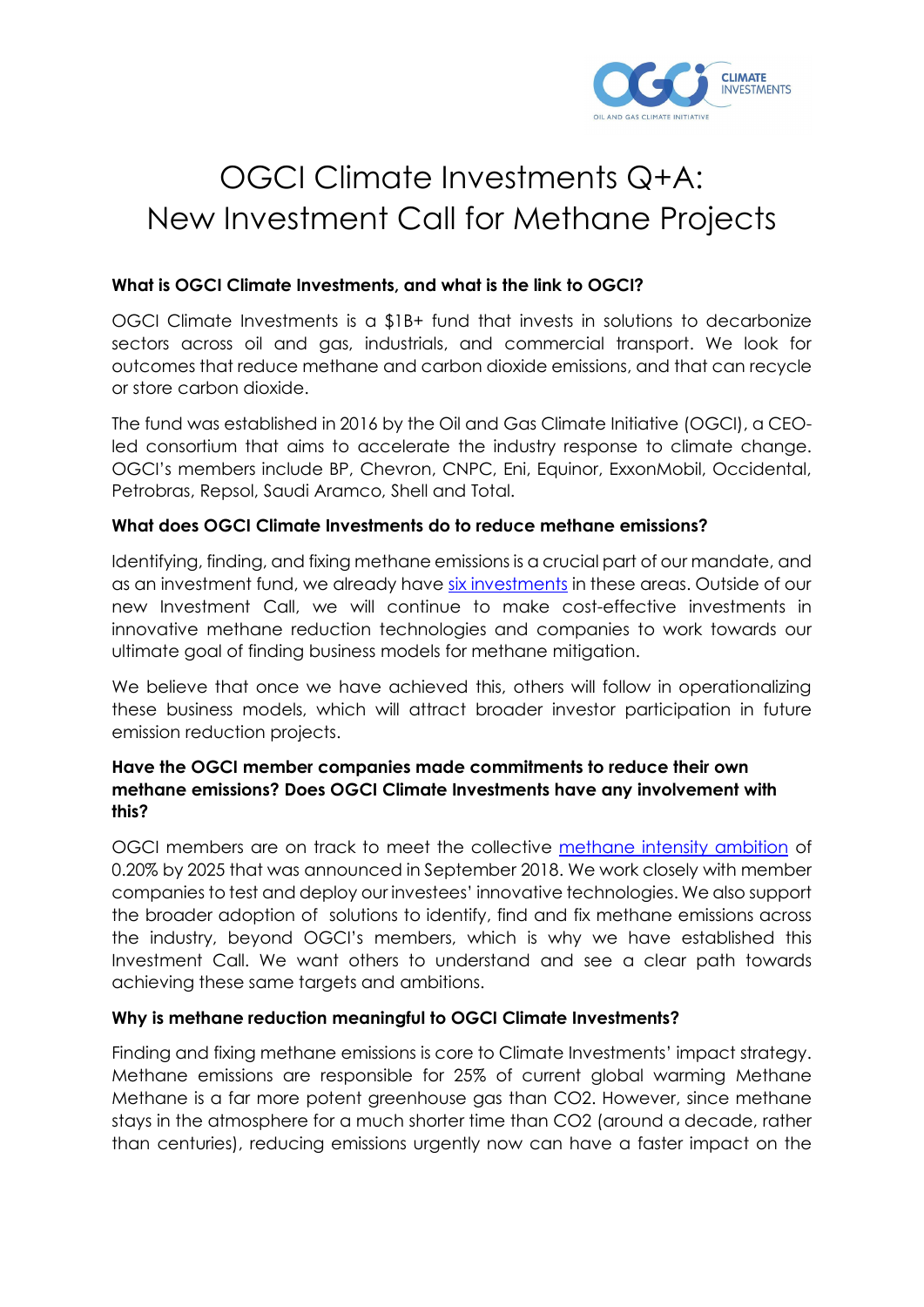# OGCI Climate Investments Q+A: New Investment Call for Methane Projects

**What is OGCI Climate Investments, and what is the link to OGCI?**

OGCI Climate Investments is a $1B+ fund that invests in solutions to decarbonize sectors across oil and gas, industrials, and commercial transport. We look for outcomes that reduce methane and carbon dioxide emissions, and that can recycle or store carbon dioxide.

The fund was established in 2016 by the Oil and Gas Climate Initiative (OGCI), a CEO-led consortium that aims to accelerate the industry response to climate change. OGCI's members include BP, Chevron, CNPC, Eni, Equinor, ExxonMobil, Occidental, Petrobras, Repsol, Saudi Aramco, Shell and Total.

**What does OGCI Climate Investments do to reduce methane emissions?**

Identifying, finding, and fixing methane emissions is a crucial part of our mandate, and as an investment fund, we already have six investments in these areas. Outside of our new Investment Call, we will continue to make cost-effective investments in innovative methane reduction technologies and companies to work towards our ultimate goal of finding business models for methane mitigation.

We believe that once we have achieved this, others will follow in operationalizing these business models, which will attract broader investor participation in future emission reduction projects.

**Have the OGCI member companies made commitments to reduce their own methane emissions? Does OGCI Climate Investments have any involvement with this?**

OGCI members are on track to meet the collective methane intensity ambition of 0.20% by 2025 that was announced in September 2018. We work closely with member companies to test and deploy our investees' innovative technologies. We also support the broader adoption of solutions to identify, find and fix methane emissions across the industry, beyond OGCI's members, which is why we have established this Investment Call. We want others to understand and see a clear path towards achieving these same targets and ambitions.

**Why is methane reduction meaningful to OGCI Climate Investments?**

Finding and fixing methane emissions is core to Climate Investments' impact strategy. Methane emissions are responsible for 25% of current global warming Methane Methane is a far more potent greenhouse gas than $CO_2$. However, since methane stays in the atmosphere for a much shorter time than $CO_2$ (around a decade, rather than centuries), reducing emissions urgently now can have a faster impact on the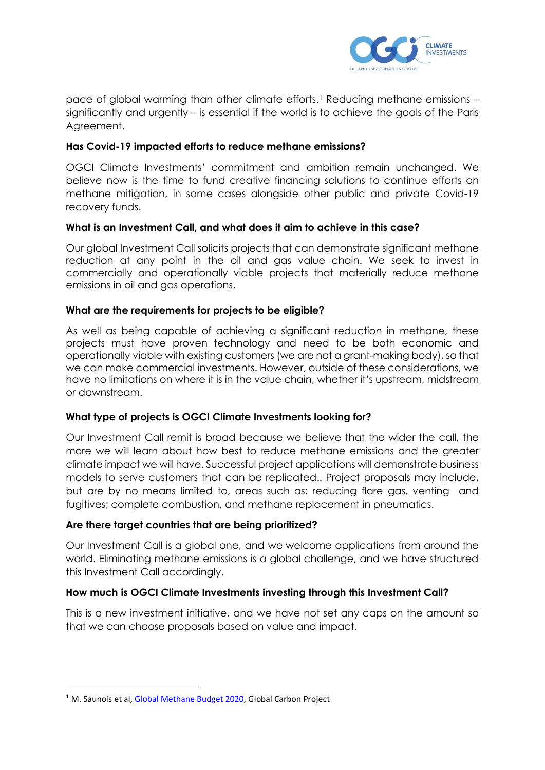pace of global warming than other climate efforts.[1] Reducing methane emissions – significantly and urgently – is essential if the world is to achieve the goals of the Paris Agreement.

**Has Covid-19 impacted efforts to reduce methane emissions?**

OGCI Climate Investments' commitment and ambition remain unchanged. We believe now is the time to fund creative financing solutions to continue efforts on methane mitigation, in some cases alongside other public and private Covid-19 recovery funds.

**What is an Investment Call, and what does it aim to achieve in this case?**

Our global Investment Call solicits projects that can demonstrate significant methane reduction at any point in the oil and gas value chain. We seek to invest in commercially and operationally viable projects that materially reduce methane emissions in oil and gas operations.

**What are the requirements for projects to be eligible?**

As well as being capable of achieving a significant reduction in methane, these projects must have proven technology and need to be both economic and operationally viable with existing customers (we are not a grant-making body), so that we can make commercial investments. However, outside of these considerations, we have no limitations on where it is in the value chain, whether it's upstream, midstream or downstream.

**What type of projects is OGCI Climate Investments looking for?**

Our Investment Call remit is broad because we believe that the wider the call, the more we will learn about how best to reduce methane emissions and the greater climate impact we will have. Successful project applications will demonstrate business models to serve customers that can be replicated.. Project proposals may include, but are by no means limited to, areas such as: reducing flare gas, venting and fugitives; complete combustion, and methane replacement in pneumatics.

**Are there target countries that are being prioritized?**

Our Investment Call is a global one, and we welcome applications from around the world. Eliminating methane emissions is a global challenge, and we have structured this Investment Call accordingly.

**How much is OGCI Climate Investments investing through this Investment Call?**

This is a new investment initiative, and we have not set any caps on the amount so that we can choose proposals based on value and impact.

---

[1] M. Saunois et al, Global Methane Budget 2020, Global Carbon Project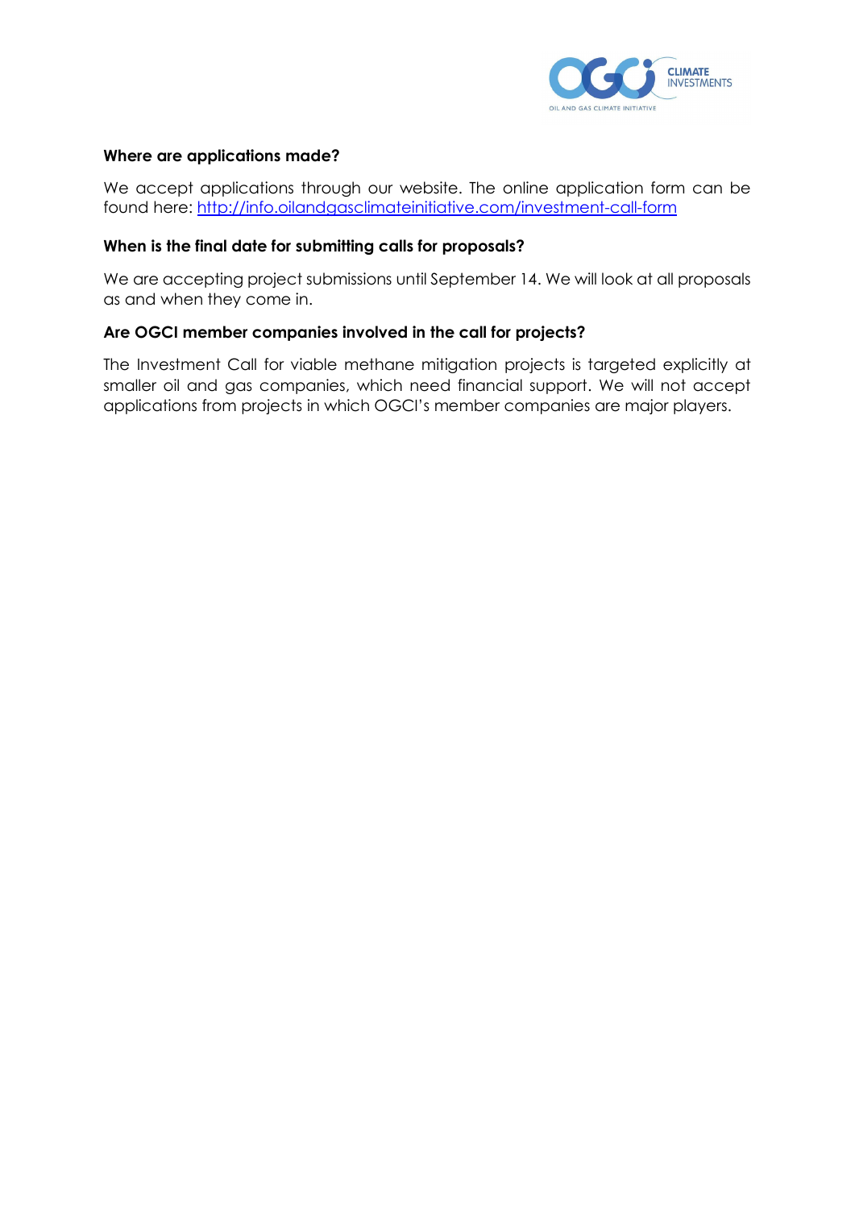**Where are applications made?**

We accept applications through our website. The online application form can be found here: [http://info.oilandgasclimateinitiative.com/investment-call-form](http://info.oilandgasclimateinitiative.com/investment-call-form)

**When is the final date for submitting calls for proposals?**

We are accepting project submissions until September 14. We will look at all proposals as and when they come in.

**Are OGCI member companies involved in the call for projects?**

The Investment Call for viable methane mitigation projects is targeted explicitly at smaller oil and gas companies, which need financial support. We will not accept applications from projects in which OGCI's member companies are major players.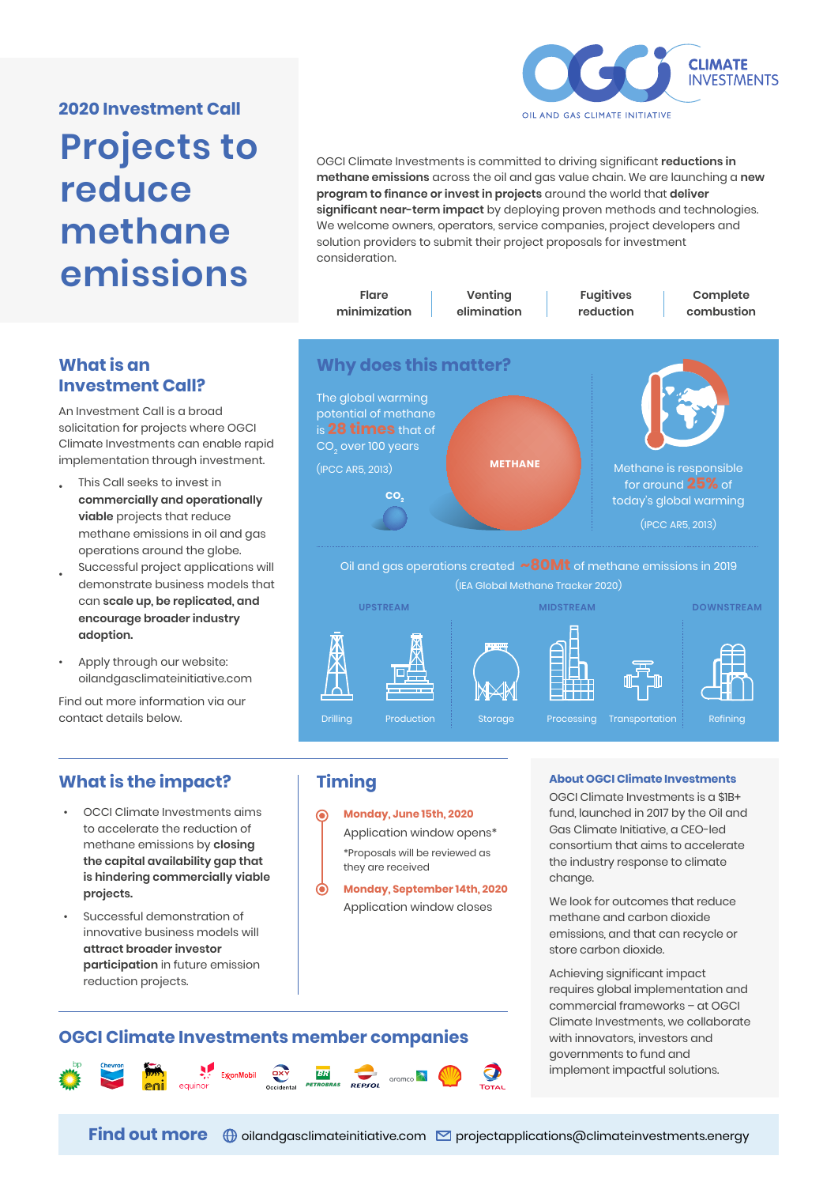## 2020 Investment Call

# Projects to reduce methane emissions

OGCI Climate Investments — OIL AND GAS CLIMATE INITIATIVE

OGCI Climate Investments is committed to driving significant **reductions in methane emissions** across the oil and gas value chain. We are launching a **new program to finance or invest in projects** around the world that **deliver significant near-term impact** by deploying proven methods and technologies. We welcome owners, operators, service companies, project developers and solution providers to submit their project proposals for investment consideration.

Flare minimization | Venting elimination | Fugitives reduction | Complete combustion

## What is an Investment Call?

An Investment Call is a broad solicitation for projects where OGCI Climate Investments can enable rapid implementation through investment.

- This Call seeks to invest in **commercially and operationally viable** projects that reduce methane emissions in oil and gas operations around the globe.
- Successful project applications will demonstrate business models that can **scale up, be replicated, and encourage broader industry adoption.**
- Apply through our website: oilandgasclimateinitiative.com

Find out more information via our contact details below.

## Why does this matter?

The global warming potential of methane is 28 times that of $CO_2$ over 100 years

(IPCC AR5, 2013)

METHANE

$CO_2$

Methane is responsible for around 25% of today's global warming

(IPCC AR5, 2013)

Oil and gas operations created ~80Mt of methane emissions in 2019

(IEA Global Methane Tracker 2020)

UPSTREAM: Drilling, Production

MIDSTREAM: Storage, Processing, Transportation

DOWNSTREAM: Refining

## What is the impact?

- OGCI Climate Investments aims to accelerate the reduction of methane emissions by **closing the capital availability gap that is hindering commercially viable projects.**
- Successful demonstration of innovative business models will **attract broader investor participation** in future emission reduction projects.

## Timing

**Monday, June 15th, 2020**
Application window opens*

*Proposals will be reviewed as they are received

**Monday, September 14th, 2020**
Application window closes

### About OGCI Climate Investments

OGCI Climate Investments is a $1B+ fund, launched in 2017 by the Oil and Gas Climate Initiative, a CEO-led consortium that aims to accelerate the industry response to climate change.

We look for outcomes that reduce methane and carbon dioxide emissions, and that can recycle or store carbon dioxide.

Achieving significant impact requires global implementation and commercial frameworks – at OGCI Climate Investments, we collaborate with innovators, investors and governments to fund and implement impactful solutions.

## OGCI Climate Investments member companies

bp, Chevron, eni, equinor, ExxonMobil, Occidental, Petrobras, Repsol, aramco, Shell, Total

**Find out more** oilandgasclimateinitiative.com projectapplications@climateinvestments.energy